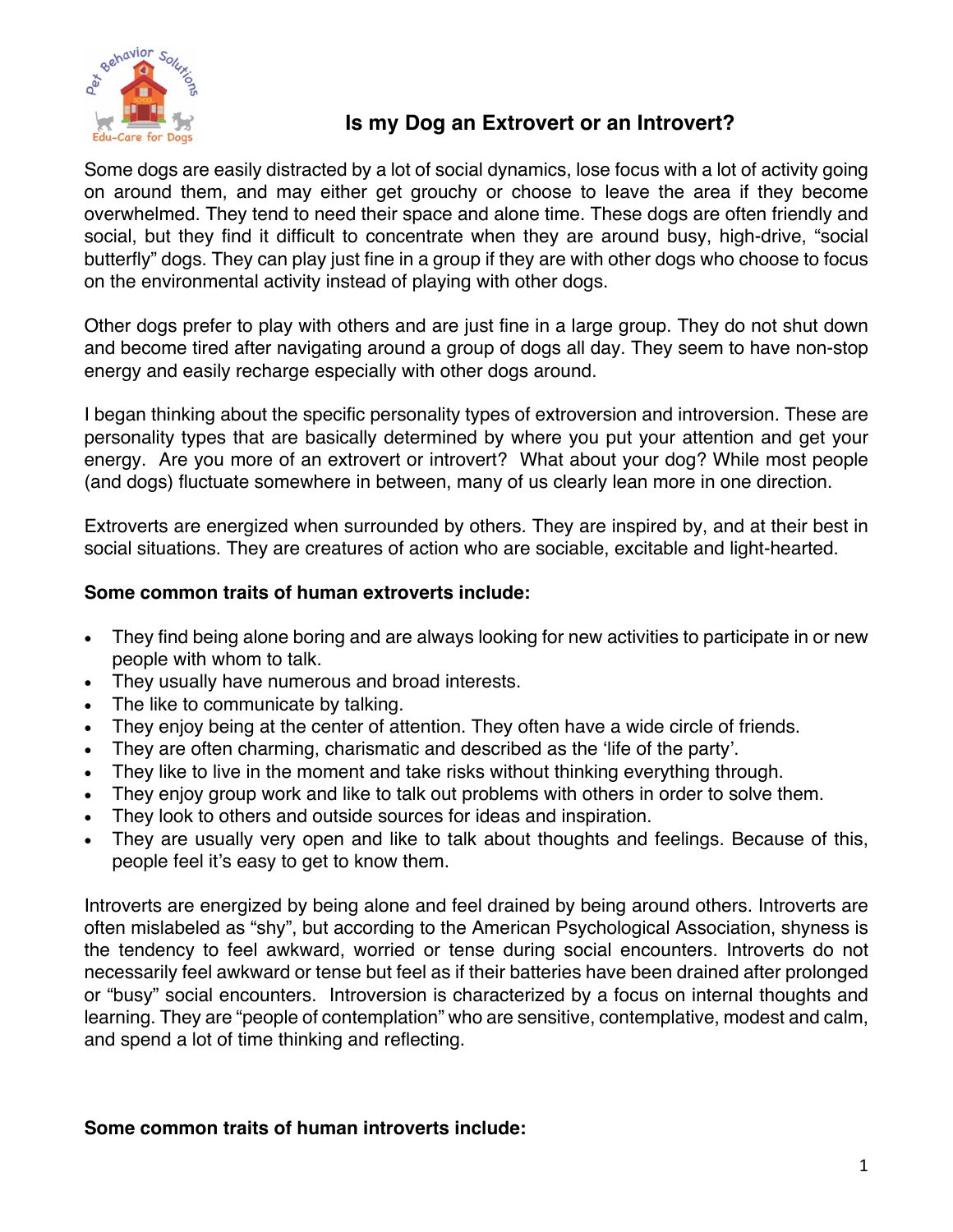# Is my Dog an Extrovert or an Introvert?

Some dogs are easily distracted by a lot of social dynamics, lose focus with a lot of activity going on around them, and may either get grouchy or choose to leave the area if they become overwhelmed. They tend to need their space and alone time. These dogs are often friendly and social, but they find it difficult to concentrate when they are around busy, high-drive, "social butterfly" dogs. They can play just fine in a group if they are with other dogs who choose to focus on the environmental activity instead of playing with other dogs.

Other dogs prefer to play with others and are just fine in a large group. They do not shut down and become tired after navigating around a group of dogs all day. They seem to have non-stop energy and easily recharge especially with other dogs around.

I began thinking about the specific personality types of extroversion and introversion. These are personality types that are basically determined by where you put your attention and get your energy. Are you more of an extrovert or introvert? What about your dog? While most people (and dogs) fluctuate somewhere in between, many of us clearly lean more in one direction.

Extroverts are energized when surrounded by others. They are inspired by, and at their best in social situations. They are creatures of action who are sociable, excitable and light-hearted.

**Some common traits of human extroverts include:**

- They find being alone boring and are always looking for new activities to participate in or new people with whom to talk.
- They usually have numerous and broad interests.
- The like to communicate by talking.
- They enjoy being at the center of attention. They often have a wide circle of friends.
- They are often charming, charismatic and described as the 'life of the party'.
- They like to live in the moment and take risks without thinking everything through.
- They enjoy group work and like to talk out problems with others in order to solve them.
- They look to others and outside sources for ideas and inspiration.
- They are usually very open and like to talk about thoughts and feelings. Because of this, people feel it's easy to get to know them.

Introverts are energized by being alone and feel drained by being around others. Introverts are often mislabeled as "shy", but according to the American Psychological Association, shyness is the tendency to feel awkward, worried or tense during social encounters. Introverts do not necessarily feel awkward or tense but feel as if their batteries have been drained after prolonged or "busy" social encounters. Introversion is characterized by a focus on internal thoughts and learning. They are "people of contemplation" who are sensitive, contemplative, modest and calm, and spend a lot of time thinking and reflecting.

**Some common traits of human introverts include:**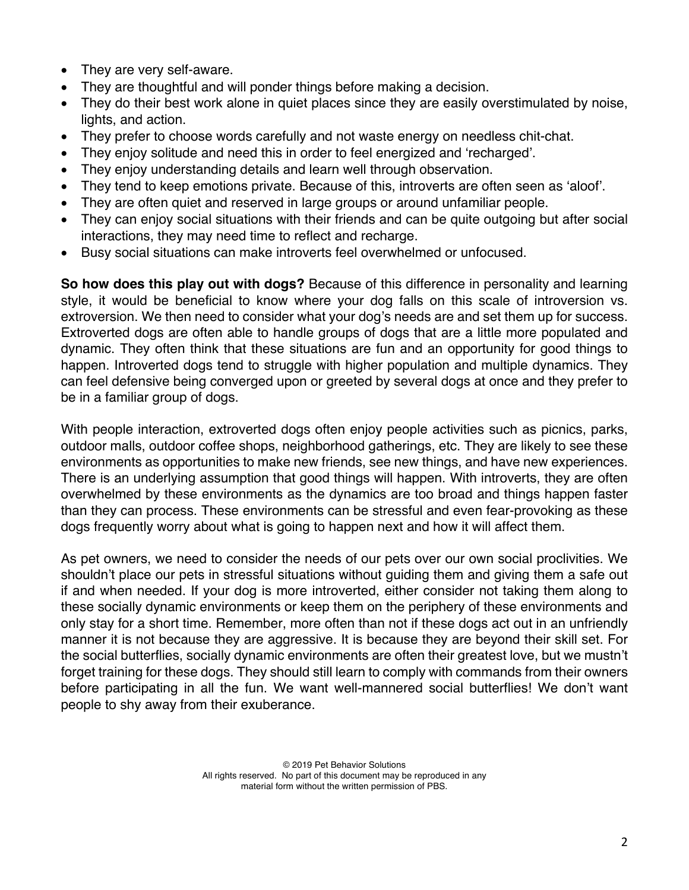- They are very self-aware.
- They are thoughtful and will ponder things before making a decision.
- They do their best work alone in quiet places since they are easily overstimulated by noise, lights, and action.
- They prefer to choose words carefully and not waste energy on needless chit-chat.
- They enjoy solitude and need this in order to feel energized and 'recharged'.
- They enjoy understanding details and learn well through observation.
- They tend to keep emotions private. Because of this, introverts are often seen as 'aloof'.
- They are often quiet and reserved in large groups or around unfamiliar people.
- They can enjoy social situations with their friends and can be quite outgoing but after social interactions, they may need time to reflect and recharge.
- Busy social situations can make introverts feel overwhelmed or unfocused.

**So how does this play out with dogs?** Because of this difference in personality and learning style, it would be beneficial to know where your dog falls on this scale of introversion vs. extroversion. We then need to consider what your dog's needs are and set them up for success. Extroverted dogs are often able to handle groups of dogs that are a little more populated and dynamic. They often think that these situations are fun and an opportunity for good things to happen. Introverted dogs tend to struggle with higher population and multiple dynamics. They can feel defensive being converged upon or greeted by several dogs at once and they prefer to be in a familiar group of dogs.

With people interaction, extroverted dogs often enjoy people activities such as picnics, parks, outdoor malls, outdoor coffee shops, neighborhood gatherings, etc. They are likely to see these environments as opportunities to make new friends, see new things, and have new experiences. There is an underlying assumption that good things will happen. With introverts, they are often overwhelmed by these environments as the dynamics are too broad and things happen faster than they can process. These environments can be stressful and even fear-provoking as these dogs frequently worry about what is going to happen next and how it will affect them.

As pet owners, we need to consider the needs of our pets over our own social proclivities. We shouldn't place our pets in stressful situations without guiding them and giving them a safe out if and when needed. If your dog is more introverted, either consider not taking them along to these socially dynamic environments or keep them on the periphery of these environments and only stay for a short time. Remember, more often than not if these dogs act out in an unfriendly manner it is not because they are aggressive. It is because they are beyond their skill set. For the social butterflies, socially dynamic environments are often their greatest love, but we mustn't forget training for these dogs. They should still learn to comply with commands from their owners before participating in all the fun. We want well-mannered social butterflies! We don't want people to shy away from their exuberance.

© 2019 Pet Behavior Solutions
All rights reserved. No part of this document may be reproduced in any material form without the written permission of PBS.